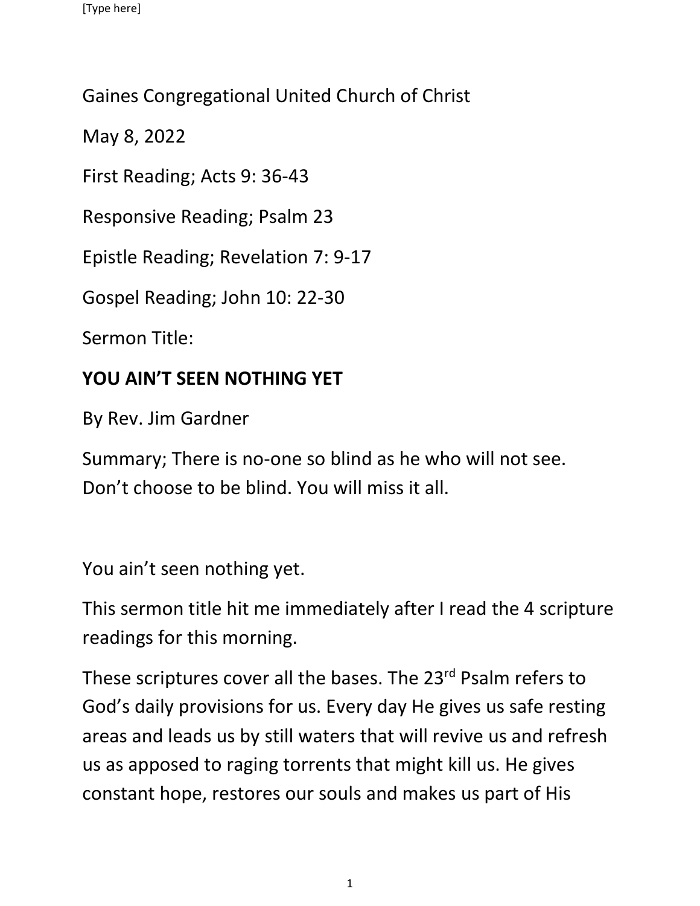Gaines Congregational United Church of Christ

May 8, 2022

First Reading; Acts 9: 36-43

Responsive Reading; Psalm 23

Epistle Reading; Revelation 7: 9-17

Gospel Reading; John 10: 22-30

Sermon Title:

**YOU AIN'T SEEN NOTHING YET**

By Rev. Jim Gardner

Summary; There is no-one so blind as he who will not see. Don't choose to be blind. You will miss it all.

You ain't seen nothing yet.

This sermon title hit me immediately after I read the 4 scripture readings for this morning.

These scriptures cover all the bases. The 23rd Psalm refers to God's daily provisions for us. Every day He gives us safe resting areas and leads us by still waters that will revive us and refresh us as apposed to raging torrents that might kill us. He gives constant hope, restores our souls and makes us part of His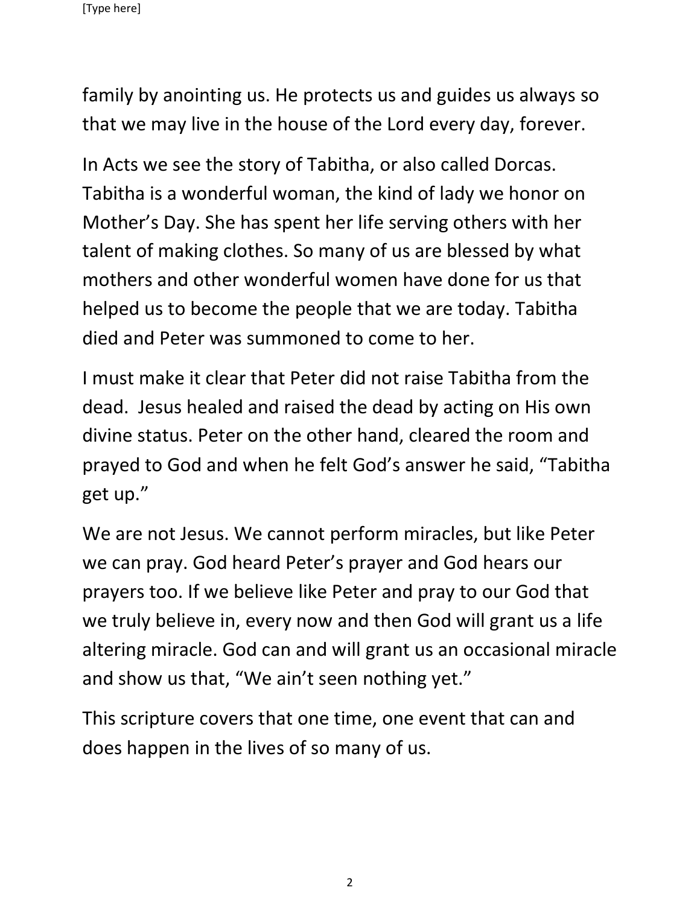family by anointing us. He protects us and guides us always so that we may live in the house of the Lord every day, forever.

In Acts we see the story of Tabitha, or also called Dorcas. Tabitha is a wonderful woman, the kind of lady we honor on Mother's Day. She has spent her life serving others with her talent of making clothes. So many of us are blessed by what mothers and other wonderful women have done for us that helped us to become the people that we are today. Tabitha died and Peter was summoned to come to her.

I must make it clear that Peter did not raise Tabitha from the dead.  Jesus healed and raised the dead by acting on His own divine status. Peter on the other hand, cleared the room and prayed to God and when he felt God's answer he said, "Tabitha get up."

We are not Jesus. We cannot perform miracles, but like Peter we can pray. God heard Peter's prayer and God hears our prayers too. If we believe like Peter and pray to our God that we truly believe in, every now and then God will grant us a life altering miracle. God can and will grant us an occasional miracle and show us that, "We ain't seen nothing yet."

This scripture covers that one time, one event that can and does happen in the lives of so many of us.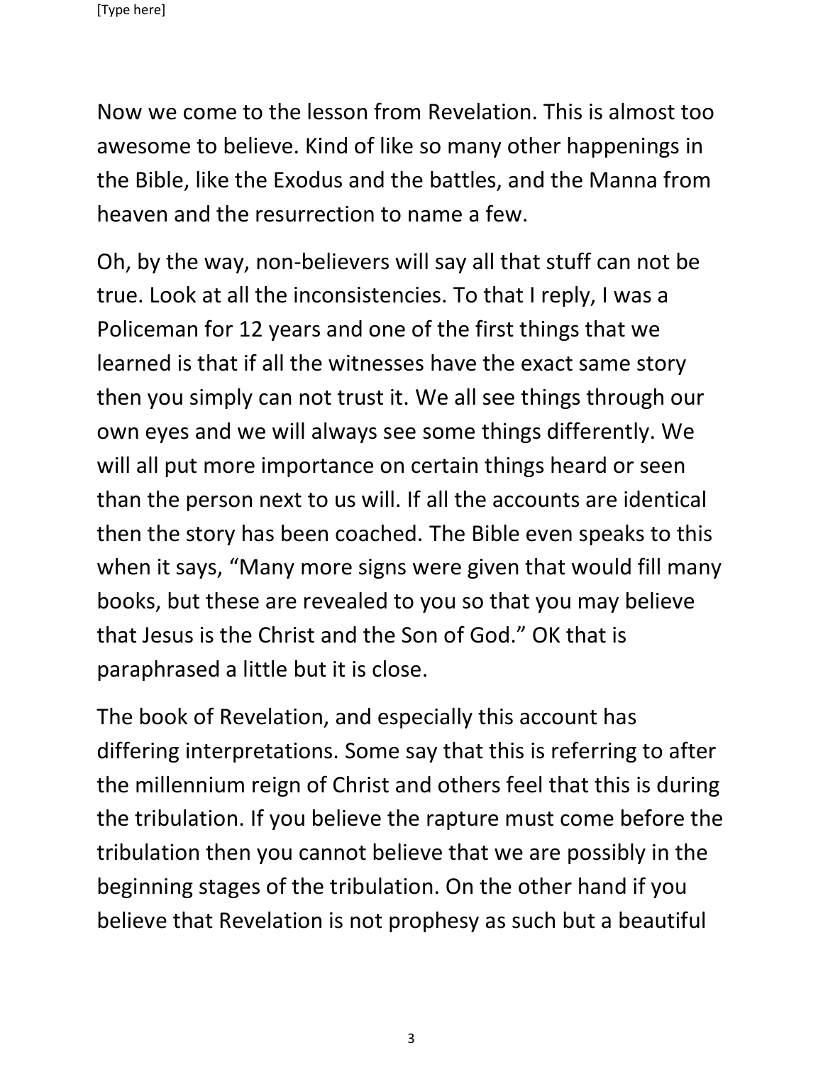Now we come to the lesson from Revelation. This is almost too awesome to believe. Kind of like so many other happenings in the Bible, like the Exodus and the battles, and the Manna from heaven and the resurrection to name a few.

Oh, by the way, non-believers will say all that stuff can not be true. Look at all the inconsistencies. To that I reply, I was a Policeman for 12 years and one of the first things that we learned is that if all the witnesses have the exact same story then you simply can not trust it. We all see things through our own eyes and we will always see some things differently. We will all put more importance on certain things heard or seen than the person next to us will. If all the accounts are identical then the story has been coached. The Bible even speaks to this when it says, "Many more signs were given that would fill many books, but these are revealed to you so that you may believe that Jesus is the Christ and the Son of God." OK that is paraphrased a little but it is close.

The book of Revelation, and especially this account has differing interpretations. Some say that this is referring to after the millennium reign of Christ and others feel that this is during the tribulation. If you believe the rapture must come before the tribulation then you cannot believe that we are possibly in the beginning stages of the tribulation. On the other hand if you believe that Revelation is not prophesy as such but a beautiful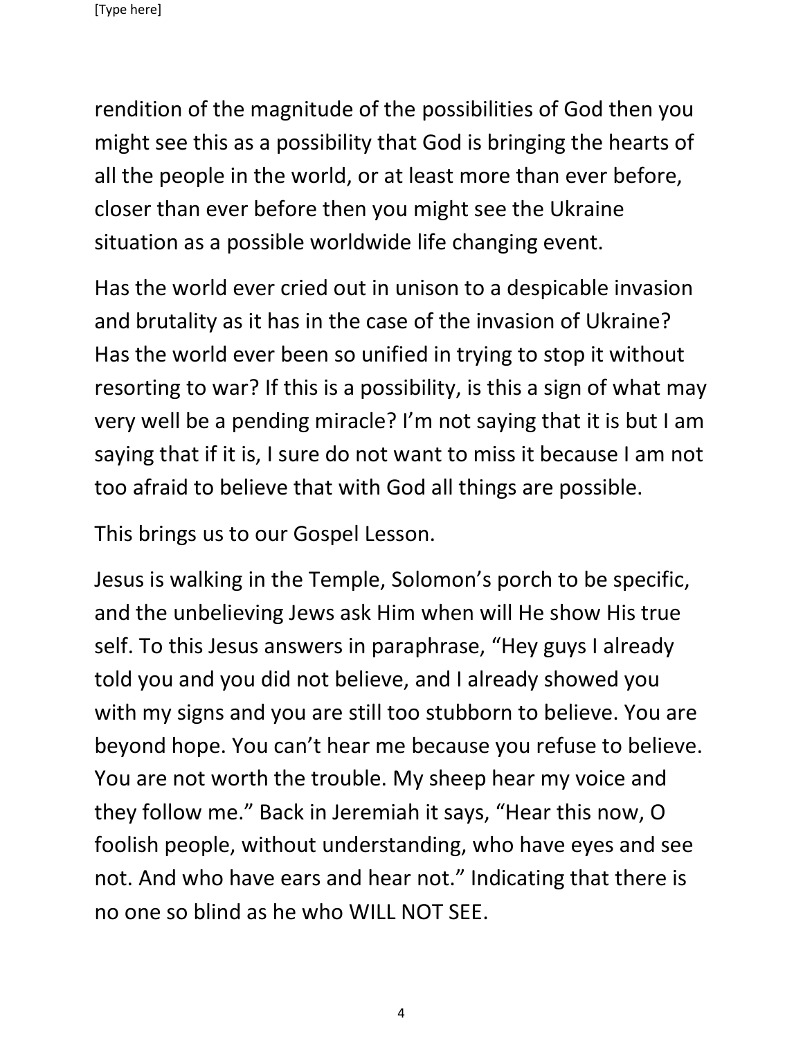rendition of the magnitude of the possibilities of God then you might see this as a possibility that God is bringing the hearts of all the people in the world, or at least more than ever before, closer than ever before then you might see the Ukraine situation as a possible worldwide life changing event.

Has the world ever cried out in unison to a despicable invasion and brutality as it has in the case of the invasion of Ukraine? Has the world ever been so unified in trying to stop it without resorting to war? If this is a possibility, is this a sign of what may very well be a pending miracle? I'm not saying that it is but I am saying that if it is, I sure do not want to miss it because I am not too afraid to believe that with God all things are possible.

This brings us to our Gospel Lesson.

Jesus is walking in the Temple, Solomon's porch to be specific, and the unbelieving Jews ask Him when will He show His true self. To this Jesus answers in paraphrase, "Hey guys I already told you and you did not believe, and I already showed you with my signs and you are still too stubborn to believe. You are beyond hope. You can't hear me because you refuse to believe. You are not worth the trouble. My sheep hear my voice and they follow me." Back in Jeremiah it says, "Hear this now, O foolish people, without understanding, who have eyes and see not. And who have ears and hear not." Indicating that there is no one so blind as he who WILL NOT SEE.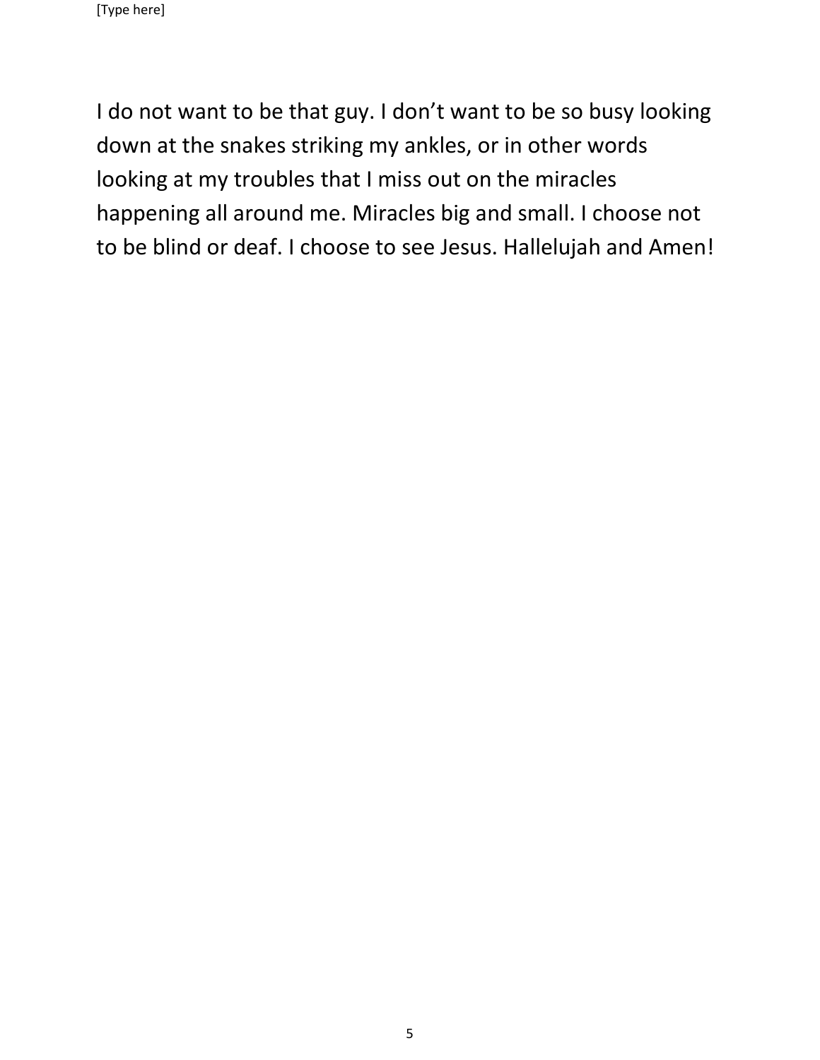I do not want to be that guy. I don't want to be so busy looking down at the snakes striking my ankles, or in other words looking at my troubles that I miss out on the miracles happening all around me. Miracles big and small. I choose not to be blind or deaf. I choose to see Jesus. Hallelujah and Amen!